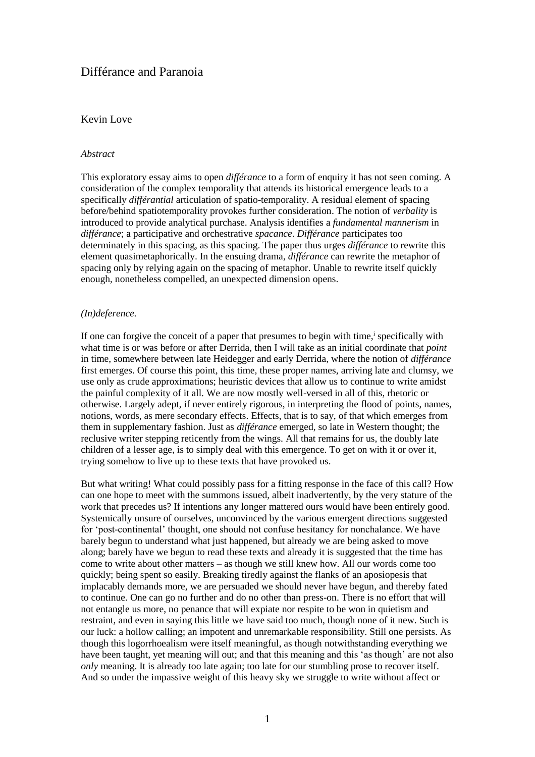# Différance and Paranoia

Kevin Love

*Abstract*

This exploratory essay aims to open *différance* to a form of enquiry it has not seen coming. A consideration of the complex temporality that attends its historical emergence leads to a specifically *différantial* articulation of spatio-temporality. A residual element of spacing before/behind spatiotemporality provokes further consideration. The notion of *verbality* is introduced to provide analytical purchase. Analysis identifies a *fundamental mannerism* in *différance*; a participative and orchestrative *spacance*. *Différance* participates too determinately in this spacing, as this spacing. The paper thus urges *différance* to rewrite this element quasimetaphorically. In the ensuing drama, *différance* can rewrite the metaphor of spacing only by relying again on the spacing of metaphor. Unable to rewrite itself quickly enough, nonetheless compelled, an unexpected dimension opens.

*(In)deference.*

If one can forgive the conceit of a paper that presumes to begin with time,[i] specifically with what time is or was before or after Derrida, then I will take as an initial coordinate that *point* in time, somewhere between late Heidegger and early Derrida, where the notion of *différance* first emerges. Of course this point, this time, these proper names, arriving late and clumsy, we use only as crude approximations; heuristic devices that allow us to continue to write amidst the painful complexity of it all. We are now mostly well-versed in all of this, rhetoric or otherwise. Largely adept, if never entirely rigorous, in interpreting the flood of points, names, notions, words, as mere secondary effects. Effects, that is to say, of that which emerges from them in supplementary fashion. Just as *différance* emerged, so late in Western thought; the reclusive writer stepping reticently from the wings. All that remains for us, the doubly late children of a lesser age, is to simply deal with this emergence. To get on with it or over it, trying somehow to live up to these texts that have provoked us.

But what writing! What could possibly pass for a fitting response in the face of this call? How can one hope to meet with the summons issued, albeit inadvertently, by the very stature of the work that precedes us? If intentions any longer mattered ours would have been entirely good. Systemically unsure of ourselves, unconvinced by the various emergent directions suggested for 'post-continental' thought, one should not confuse hesitancy for nonchalance. We have barely begun to understand what just happened, but already we are being asked to move along; barely have we begun to read these texts and already it is suggested that the time has come to write about other matters – as though we still knew how. All our words come too quickly; being spent so easily. Breaking tiredly against the flanks of an aposiopesis that implacably demands more, we are persuaded we should never have begun, and thereby fated to continue. One can go no further and do no other than press-on. There is no effort that will not entangle us more, no penance that will expiate nor respite to be won in quietism and restraint, and even in saying this little we have said too much, though none of it new. Such is our luck: a hollow calling; an impotent and unremarkable responsibility. Still one persists. As though this logorrhoealism were itself meaningful, as though notwithstanding everything we have been taught, yet meaning will out; and that this meaning and this 'as though' are not also *only* meaning. It is already too late again; too late for our stumbling prose to recover itself. And so under the impassive weight of this heavy sky we struggle to write without affect or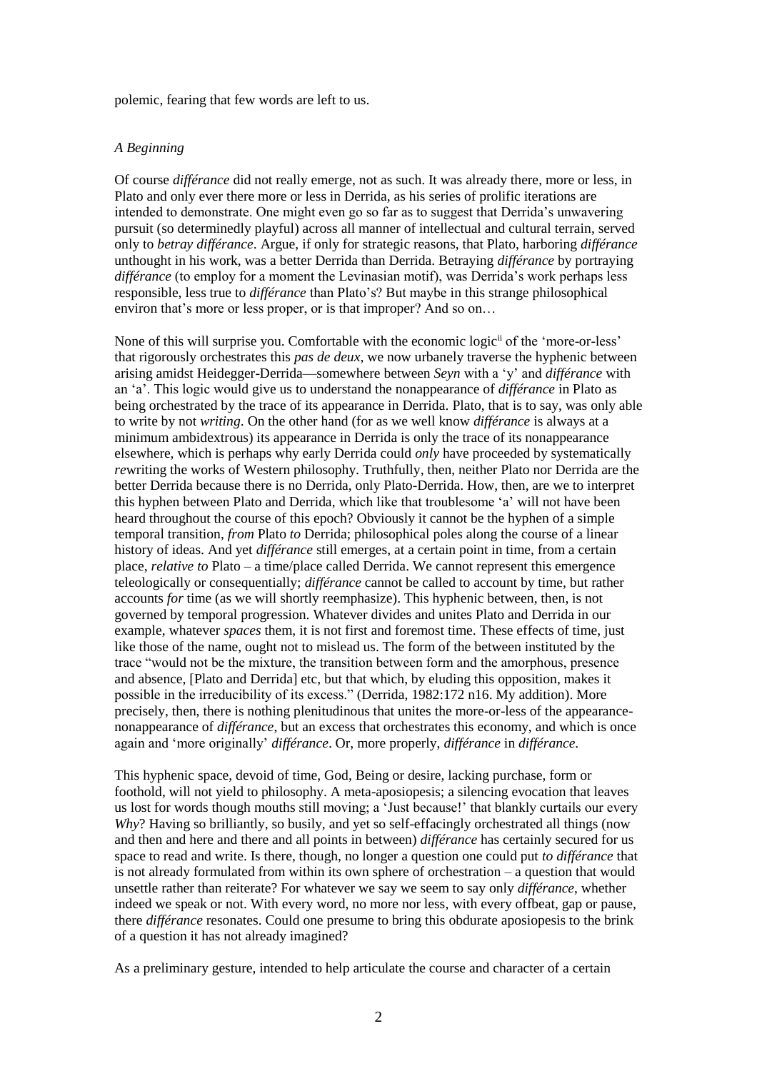polemic, fearing that few words are left to us.

*A Beginning*

Of course *différance* did not really emerge, not as such. It was already there, more or less, in Plato and only ever there more or less in Derrida, as his series of prolific iterations are intended to demonstrate. One might even go so far as to suggest that Derrida's unwavering pursuit (so determinedly playful) across all manner of intellectual and cultural terrain, served only to *betray différance*. Argue, if only for strategic reasons, that Plato, harboring *différance* unthought in his work, was a better Derrida than Derrida. Betraying *différance* by portraying *différance* (to employ for a moment the Levinasian motif), was Derrida's work perhaps less responsible, less true to *différance* than Plato's? But maybe in this strange philosophical environ that's more or less proper, or is that improper? And so on…

None of this will surprise you. Comfortable with the economic logic[ii] of the 'more-or-less' that rigorously orchestrates this *pas de deux*, we now urbanely traverse the hyphenic between arising amidst Heidegger-Derrida—somewhere between *Seyn* with a 'y' and *différance* with an 'a'. This logic would give us to understand the nonappearance of *différance* in Plato as being orchestrated by the trace of its appearance in Derrida. Plato, that is to say, was only able to write by not *writing*. On the other hand (for as we well know *différance* is always at a minimum ambidextrous) its appearance in Derrida is only the trace of its nonappearance elsewhere, which is perhaps why early Derrida could *only* have proceeded by systematically *re*writing the works of Western philosophy. Truthfully, then, neither Plato nor Derrida are the better Derrida because there is no Derrida, only Plato-Derrida. How, then, are we to interpret this hyphen between Plato and Derrida, which like that troublesome 'a' will not have been heard throughout the course of this epoch? Obviously it cannot be the hyphen of a simple temporal transition, *from* Plato *to* Derrida; philosophical poles along the course of a linear history of ideas. And yet *différance* still emerges, at a certain point in time, from a certain place, *relative to* Plato – a time/place called Derrida. We cannot represent this emergence teleologically or consequentially; *différance* cannot be called to account by time, but rather accounts *for* time (as we will shortly reemphasize). This hyphenic between, then, is not governed by temporal progression. Whatever divides and unites Plato and Derrida in our example, whatever *spaces* them, it is not first and foremost time. These effects of time, just like those of the name, ought not to mislead us. The form of the between instituted by the trace "would not be the mixture, the transition between form and the amorphous, presence and absence, [Plato and Derrida] etc, but that which, by eluding this opposition, makes it possible in the irreducibility of its excess." (Derrida, 1982:172 n16. My addition). More precisely, then, there is nothing plenitudinous that unites the more-or-less of the appearance-nonappearance of *différance*, but an excess that orchestrates this economy, and which is once again and 'more originally' *différance*. Or, more properly, *différance* in *différance*.

This hyphenic space, devoid of time, God, Being or desire, lacking purchase, form or foothold, will not yield to philosophy. A meta-aposiopesis; a silencing evocation that leaves us lost for words though mouths still moving; a 'Just because!' that blankly curtails our every *Why*? Having so brilliantly, so busily, and yet so self-effacingly orchestrated all things (now and then and here and there and all points in between) *différance* has certainly secured for us space to read and write. Is there, though, no longer a question one could put *to différance* that is not already formulated from within its own sphere of orchestration – a question that would unsettle rather than reiterate? For whatever we say we seem to say only *différance*, whether indeed we speak or not. With every word, no more nor less, with every offbeat, gap or pause, there *différance* resonates. Could one presume to bring this obdurate aposiopesis to the brink of a question it has not already imagined?

As a preliminary gesture, intended to help articulate the course and character of a certain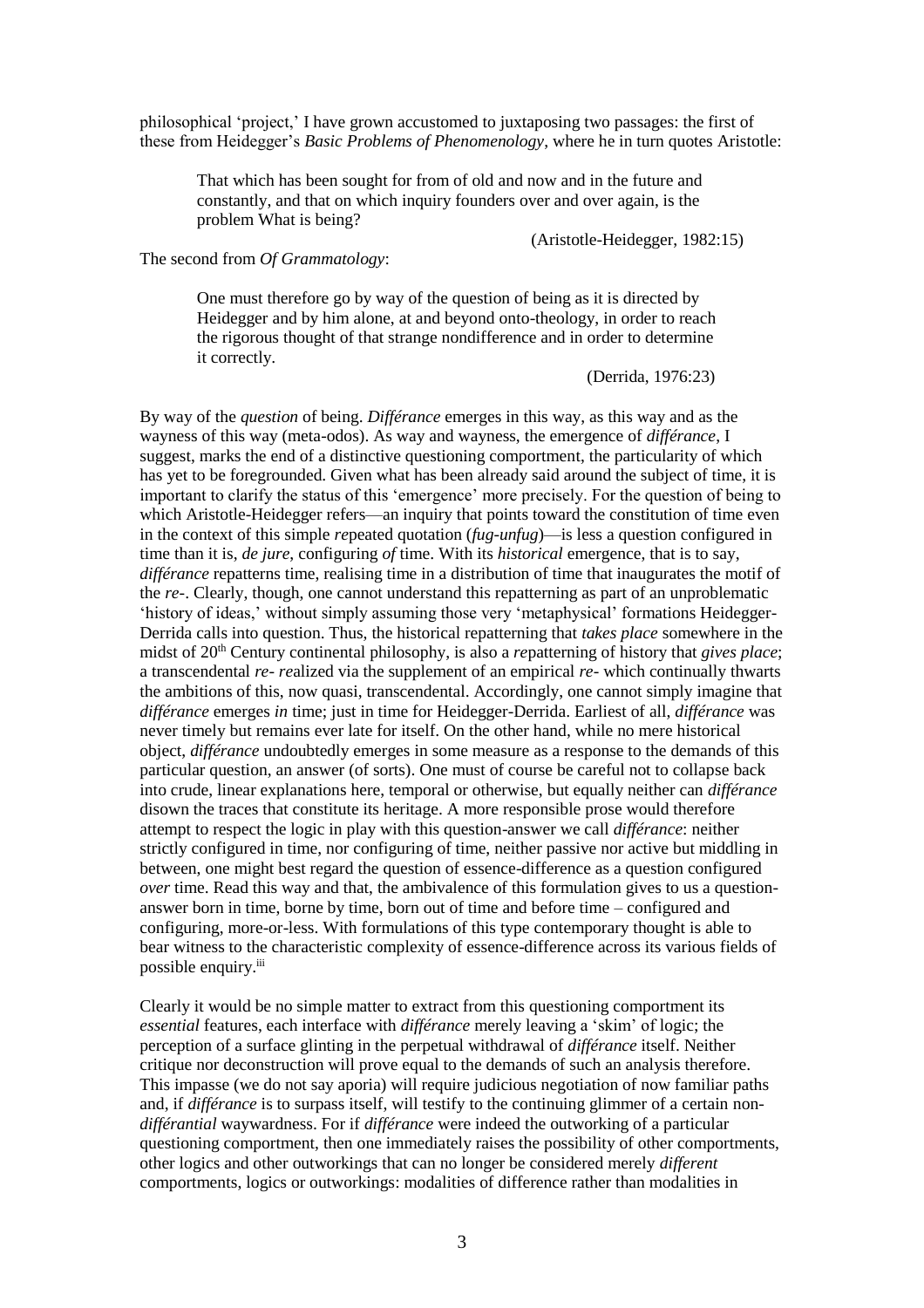philosophical 'project,' I have grown accustomed to juxtaposing two passages: the first of these from Heidegger's *Basic Problems of Phenomenology*, where he in turn quotes Aristotle:

> That which has been sought for from of old and now and in the future and constantly, and that on which inquiry founders over and over again, is the problem What is being?
>
> (Aristotle-Heidegger, 1982:15)

The second from *Of Grammatology*:

> One must therefore go by way of the question of being as it is directed by Heidegger and by him alone, at and beyond onto-theology, in order to reach the rigorous thought of that strange nondifference and in order to determine it correctly.
>
> (Derrida, 1976:23)

By way of the *question* of being. *Différance* emerges in this way, as this way and as the wayness of this way (meta-odos). As way and wayness, the emergence of *différance*, I suggest, marks the end of a distinctive questioning comportment, the particularity of which has yet to be foregrounded. Given what has been already said around the subject of time, it is important to clarify the status of this 'emergence' more precisely. For the question of being to which Aristotle-Heidegger refers—an inquiry that points toward the constitution of time even in the context of this simple *re*peated quotation (*fug-unfug*)—is less a question configured in time than it is, *de jure*, configuring *of* time. With its *historical* emergence, that is to say, *différance* repatterns time, realising time in a distribution of time that inaugurates the motif of the *re-*. Clearly, though, one cannot understand this repatterning as part of an unproblematic 'history of ideas,' without simply assuming those very 'metaphysical' formations Heidegger-Derrida calls into question. Thus, the historical repatterning that *takes place* somewhere in the midst of 20th Century continental philosophy, is also a *re*patterning of history that *gives place*; a transcendental *re- re*alized via the supplement of an empirical *re-* which continually thwarts the ambitions of this, now quasi, transcendental. Accordingly, one cannot simply imagine that *différance* emerges *in* time; just in time for Heidegger-Derrida. Earliest of all, *différance* was never timely but remains ever late for itself. On the other hand, while no mere historical object, *différance* undoubtedly emerges in some measure as a response to the demands of this particular question, an answer (of sorts). One must of course be careful not to collapse back into crude, linear explanations here, temporal or otherwise, but equally neither can *différance* disown the traces that constitute its heritage. A more responsible prose would therefore attempt to respect the logic in play with this question-answer we call *différance*: neither strictly configured in time, nor configuring of time, neither passive nor active but middling in between, one might best regard the question of essence-difference as a question configured *over* time. Read this way and that, the ambivalence of this formulation gives to us a question-answer born in time, borne by time, born out of time and before time – configured and configuring, more-or-less. With formulations of this type contemporary thought is able to bear witness to the characteristic complexity of essence-difference across its various fields of possible enquiry.[iii]

Clearly it would be no simple matter to extract from this questioning comportment its *essential* features, each interface with *différance* merely leaving a 'skim' of logic; the perception of a surface glinting in the perpetual withdrawal of *différance* itself. Neither critique nor deconstruction will prove equal to the demands of such an analysis therefore. This impasse (we do not say aporia) will require judicious negotiation of now familiar paths and, if *différance* is to surpass itself, will testify to the continuing glimmer of a certain non-*différantial* waywardness. For if *différance* were indeed the outworking of a particular questioning comportment, then one immediately raises the possibility of other comportments, other logics and other outworkings that can no longer be considered merely *different* comportments, logics or outworkings: modalities of difference rather than modalities in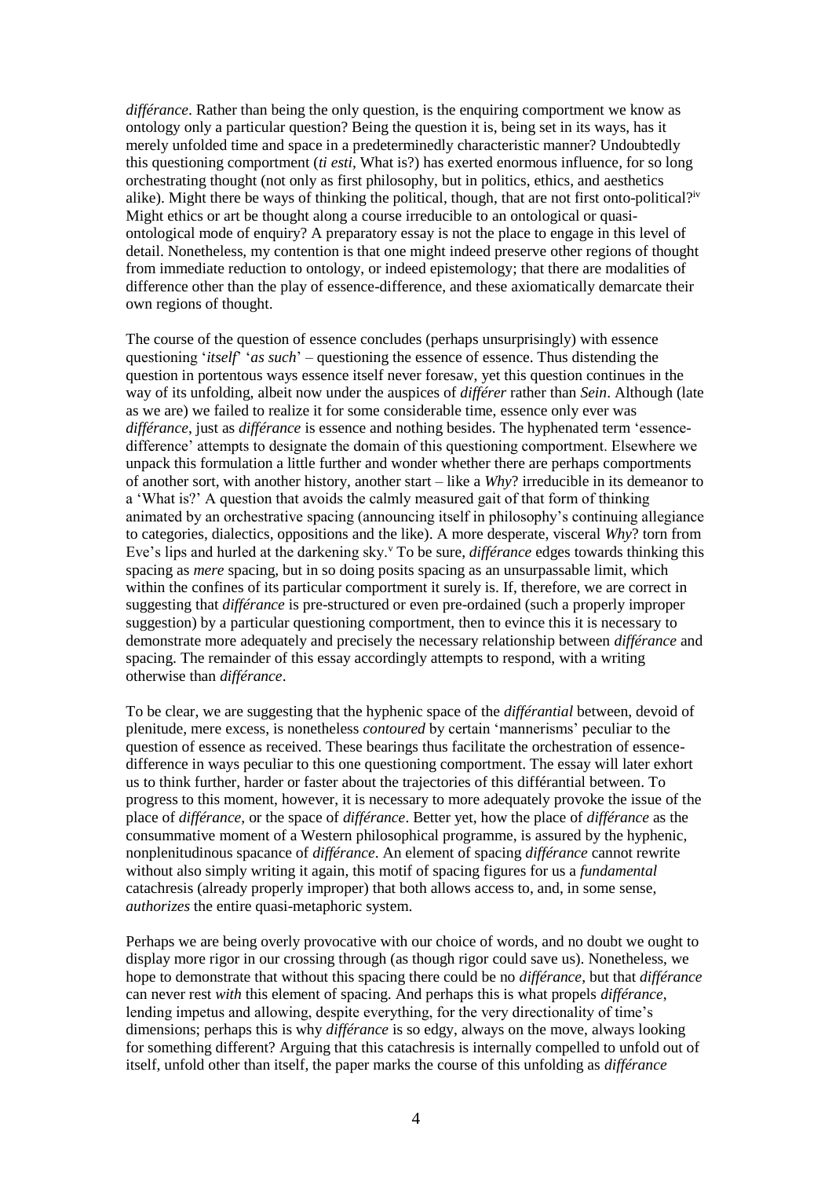*différance*. Rather than being the only question, is the enquiring comportment we know as ontology only a particular question? Being the question it is, being set in its ways, has it merely unfolded time and space in a predeterminedly characteristic manner? Undoubtedly this questioning comportment (*ti esti*, What is?) has exerted enormous influence, for so long orchestrating thought (not only as first philosophy, but in politics, ethics, and aesthetics alike). Might there be ways of thinking the political, though, that are not first onto-political?[iv] Might ethics or art be thought along a course irreducible to an ontological or quasi-ontological mode of enquiry? A preparatory essay is not the place to engage in this level of detail. Nonetheless, my contention is that one might indeed preserve other regions of thought from immediate reduction to ontology, or indeed epistemology; that there are modalities of difference other than the play of essence-difference, and these axiomatically demarcate their own regions of thought.

The course of the question of essence concludes (perhaps unsurprisingly) with essence questioning '*itself*' '*as such*' – questioning the essence of essence. Thus distending the question in portentous ways essence itself never foresaw, yet this question continues in the way of its unfolding, albeit now under the auspices of *différer* rather than *Sein*. Although (late as we are) we failed to realize it for some considerable time, essence only ever was *différance*, just as *différance* is essence and nothing besides. The hyphenated term 'essence-difference' attempts to designate the domain of this questioning comportment. Elsewhere we unpack this formulation a little further and wonder whether there are perhaps comportments of another sort, with another history, another start – like a *Why*? irreducible in its demeanor to a 'What is?' A question that avoids the calmly measured gait of that form of thinking animated by an orchestrative spacing (announcing itself in philosophy's continuing allegiance to categories, dialectics, oppositions and the like). A more desperate, visceral *Why*? torn from Eve's lips and hurled at the darkening sky.[v] To be sure, *différance* edges towards thinking this spacing as *mere* spacing, but in so doing posits spacing as an unsurpassable limit, which within the confines of its particular comportment it surely is. If, therefore, we are correct in suggesting that *différance* is pre-structured or even pre-ordained (such a properly improper suggestion) by a particular questioning comportment, then to evince this it is necessary to demonstrate more adequately and precisely the necessary relationship between *différance* and spacing. The remainder of this essay accordingly attempts to respond, with a writing otherwise than *différance*.

To be clear, we are suggesting that the hyphenic space of the *différantial* between, devoid of plenitude, mere excess, is nonetheless *contoured* by certain 'mannerisms' peculiar to the question of essence as received. These bearings thus facilitate the orchestration of essence-difference in ways peculiar to this one questioning comportment. The essay will later exhort us to think further, harder or faster about the trajectories of this différantial between. To progress to this moment, however, it is necessary to more adequately provoke the issue of the place of *différance*, or the space of *différance*. Better yet, how the place of *différance* as the consummative moment of a Western philosophical programme, is assured by the hyphenic, nonplenitudinous spacance of *différance*. An element of spacing *différance* cannot rewrite without also simply writing it again, this motif of spacing figures for us a *fundamental* catachresis (already properly improper) that both allows access to, and, in some sense, *authorizes* the entire quasi-metaphoric system.

Perhaps we are being overly provocative with our choice of words, and no doubt we ought to display more rigor in our crossing through (as though rigor could save us). Nonetheless, we hope to demonstrate that without this spacing there could be no *différance*, but that *différance* can never rest *with* this element of spacing. And perhaps this is what propels *différance*, lending impetus and allowing, despite everything, for the very directionality of time's dimensions; perhaps this is why *différance* is so edgy, always on the move, always looking for something different? Arguing that this catachresis is internally compelled to unfold out of itself, unfold other than itself, the paper marks the course of this unfolding as *différance*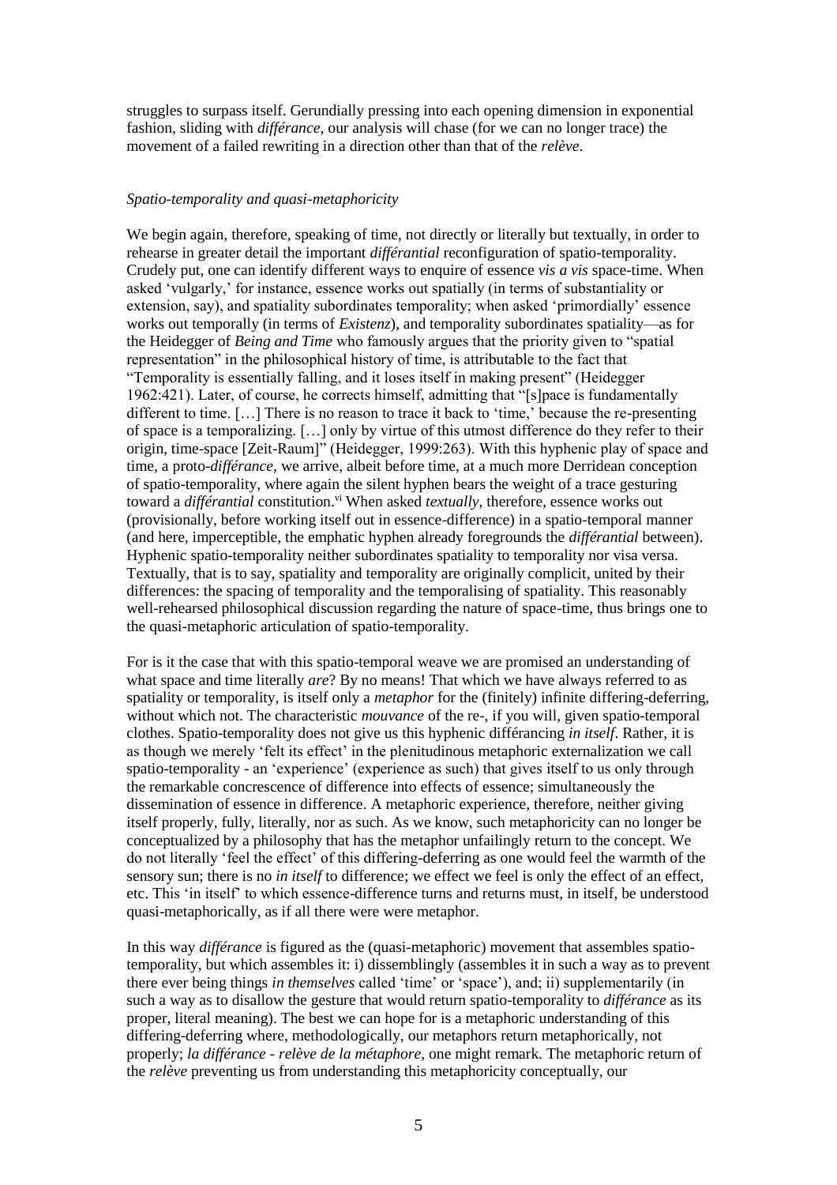struggles to surpass itself. Gerundially pressing into each opening dimension in exponential fashion, sliding with *différance*, our analysis will chase (for we can no longer trace) the movement of a failed rewriting in a direction other than that of the *relève*.

*Spatio-temporality and quasi-metaphoricity*

We begin again, therefore, speaking of time, not directly or literally but textually, in order to rehearse in greater detail the important *différantial* reconfiguration of spatio-temporality. Crudely put, one can identify different ways to enquire of essence *vis a vis* space-time. When asked 'vulgarly,' for instance, essence works out spatially (in terms of substantiality or extension, say), and spatiality subordinates temporality; when asked 'primordially' essence works out temporally (in terms of *Existenz*), and temporality subordinates spatiality—as for the Heidegger of *Being and Time* who famously argues that the priority given to "spatial representation" in the philosophical history of time, is attributable to the fact that "Temporality is essentially falling, and it loses itself in making present" (Heidegger 1962:421). Later, of course, he corrects himself, admitting that "[s]pace is fundamentally different to time. […] There is no reason to trace it back to 'time,' because the re-presenting of space is a temporalizing. […] only by virtue of this utmost difference do they refer to their origin, time-space [Zeit-Raum]" (Heidegger, 1999:263). With this hyphenic play of space and time, a proto-*différance*, we arrive, albeit before time, at a much more Derridean conception of spatio-temporality, where again the silent hyphen bears the weight of a trace gesturing toward a *différantial* constitution.[vi] When asked *textually*, therefore, essence works out (provisionally, before working itself out in essence-difference) in a spatio-temporal manner (and here, imperceptible, the emphatic hyphen already foregrounds the *différantial* between). Hyphenic spatio-temporality neither subordinates spatiality to temporality nor visa versa. Textually, that is to say, spatiality and temporality are originally complicit, united by their differences: the spacing of temporality and the temporalising of spatiality. This reasonably well-rehearsed philosophical discussion regarding the nature of space-time, thus brings one to the quasi-metaphoric articulation of spatio-temporality.

For is it the case that with this spatio-temporal weave we are promised an understanding of what space and time literally *are*? By no means! That which we have always referred to as spatiality or temporality, is itself only a *metaphor* for the (finitely) infinite differing-deferring, without which not. The characteristic *mouvance* of the re-, if you will, given spatio-temporal clothes. Spatio-temporality does not give us this hyphenic différancing *in itself*. Rather, it is as though we merely 'felt its effect' in the plenitudinous metaphoric externalization we call spatio-temporality - an 'experience' (experience as such) that gives itself to us only through the remarkable concrescence of difference into effects of essence; simultaneously the dissemination of essence in difference. A metaphoric experience, therefore, neither giving itself properly, fully, literally, nor as such. As we know, such metaphoricity can no longer be conceptualized by a philosophy that has the metaphor unfailingly return to the concept. We do not literally 'feel the effect' of this differing-deferring as one would feel the warmth of the sensory sun; there is no *in itself* to difference; we effect we feel is only the effect of an effect, etc. This 'in itself' to which essence-difference turns and returns must, in itself, be understood quasi-metaphorically, as if all there were were metaphor.

In this way *différance* is figured as the (quasi-metaphoric) movement that assembles spatio-temporality, but which assembles it: i) dissemblingly (assembles it in such a way as to prevent there ever being things *in themselves* called 'time' or 'space'), and; ii) supplementarily (in such a way as to disallow the gesture that would return spatio-temporality to *différance* as its proper, literal meaning). The best we can hope for is a metaphoric understanding of this differing-deferring where, methodologically, our metaphors return metaphorically, not properly; *la différance - relève de la métaphore*, one might remark. The metaphoric return of the *relève* preventing us from understanding this metaphoricity conceptually, our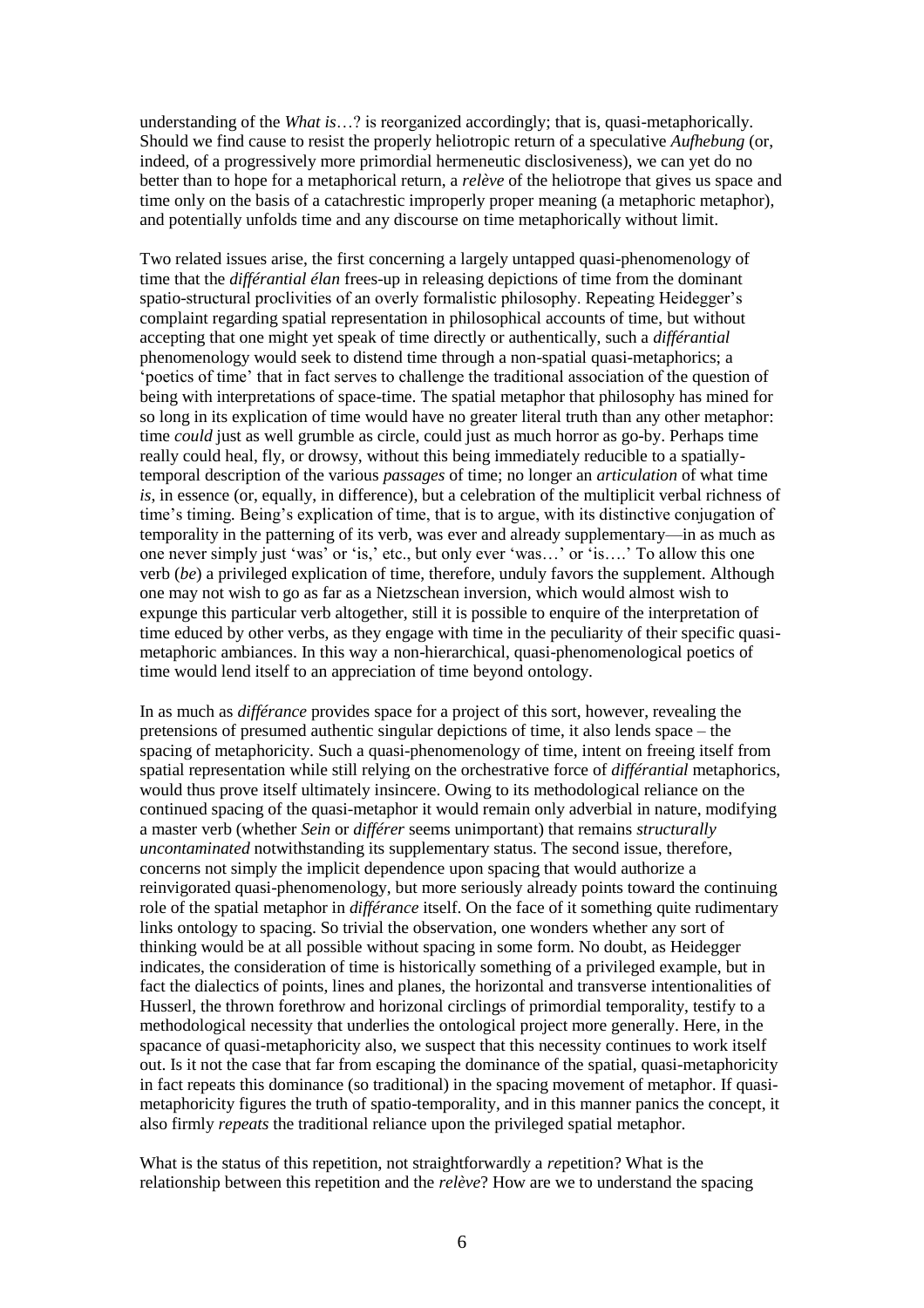understanding of the *What is*…? is reorganized accordingly; that is, quasi-metaphorically. Should we find cause to resist the properly heliotropic return of a speculative *Aufhebung* (or, indeed, of a progressively more primordial hermeneutic disclosiveness), we can yet do no better than to hope for a metaphorical return, a *relève* of the heliotrope that gives us space and time only on the basis of a catachrestic improperly proper meaning (a metaphoric metaphor), and potentially unfolds time and any discourse on time metaphorically without limit.

Two related issues arise, the first concerning a largely untapped quasi-phenomenology of time that the *différantial élan* frees-up in releasing depictions of time from the dominant spatio-structural proclivities of an overly formalistic philosophy. Repeating Heidegger's complaint regarding spatial representation in philosophical accounts of time, but without accepting that one might yet speak of time directly or authentically, such a *différantial* phenomenology would seek to distend time through a non-spatial quasi-metaphorics; a 'poetics of time' that in fact serves to challenge the traditional association of the question of being with interpretations of space-time. The spatial metaphor that philosophy has mined for so long in its explication of time would have no greater literal truth than any other metaphor: time *could* just as well grumble as circle, could just as much horror as go-by. Perhaps time really could heal, fly, or drowsy, without this being immediately reducible to a spatially-temporal description of the various *passages* of time; no longer an *articulation* of what time *is*, in essence (or, equally, in difference), but a celebration of the multiplicit verbal richness of time's timing. Being's explication of time, that is to argue, with its distinctive conjugation of temporality in the patterning of its verb, was ever and already supplementary—in as much as one never simply just 'was' or 'is,' etc., but only ever 'was…' or 'is….' To allow this one verb (*be*) a privileged explication of time, therefore, unduly favors the supplement. Although one may not wish to go as far as a Nietzschean inversion, which would almost wish to expunge this particular verb altogether, still it is possible to enquire of the interpretation of time educed by other verbs, as they engage with time in the peculiarity of their specific quasi-metaphoric ambiances. In this way a non-hierarchical, quasi-phenomenological poetics of time would lend itself to an appreciation of time beyond ontology.

In as much as *différance* provides space for a project of this sort, however, revealing the pretensions of presumed authentic singular depictions of time, it also lends space – the spacing of metaphoricity. Such a quasi-phenomenology of time, intent on freeing itself from spatial representation while still relying on the orchestrative force of *différantial* metaphorics, would thus prove itself ultimately insincere. Owing to its methodological reliance on the continued spacing of the quasi-metaphor it would remain only adverbial in nature, modifying a master verb (whether *Sein* or *différer* seems unimportant) that remains *structurally uncontaminated* notwithstanding its supplementary status. The second issue, therefore, concerns not simply the implicit dependence upon spacing that would authorize a reinvigorated quasi-phenomenology, but more seriously already points toward the continuing role of the spatial metaphor in *différance* itself. On the face of it something quite rudimentary links ontology to spacing. So trivial the observation, one wonders whether any sort of thinking would be at all possible without spacing in some form. No doubt, as Heidegger indicates, the consideration of time is historically something of a privileged example, but in fact the dialectics of points, lines and planes, the horizontal and transverse intentionalities of Husserl, the thrown forethrow and horizonal circlings of primordial temporality, testify to a methodological necessity that underlies the ontological project more generally. Here, in the spacance of quasi-metaphoricity also, we suspect that this necessity continues to work itself out. Is it not the case that far from escaping the dominance of the spatial, quasi-metaphoricity in fact repeats this dominance (so traditional) in the spacing movement of metaphor. If quasi-metaphoricity figures the truth of spatio-temporality, and in this manner panics the concept, it also firmly *repeats* the traditional reliance upon the privileged spatial metaphor.

What is the status of this repetition, not straightforwardly a *re*petition? What is the relationship between this repetition and the *relève*? How are we to understand the spacing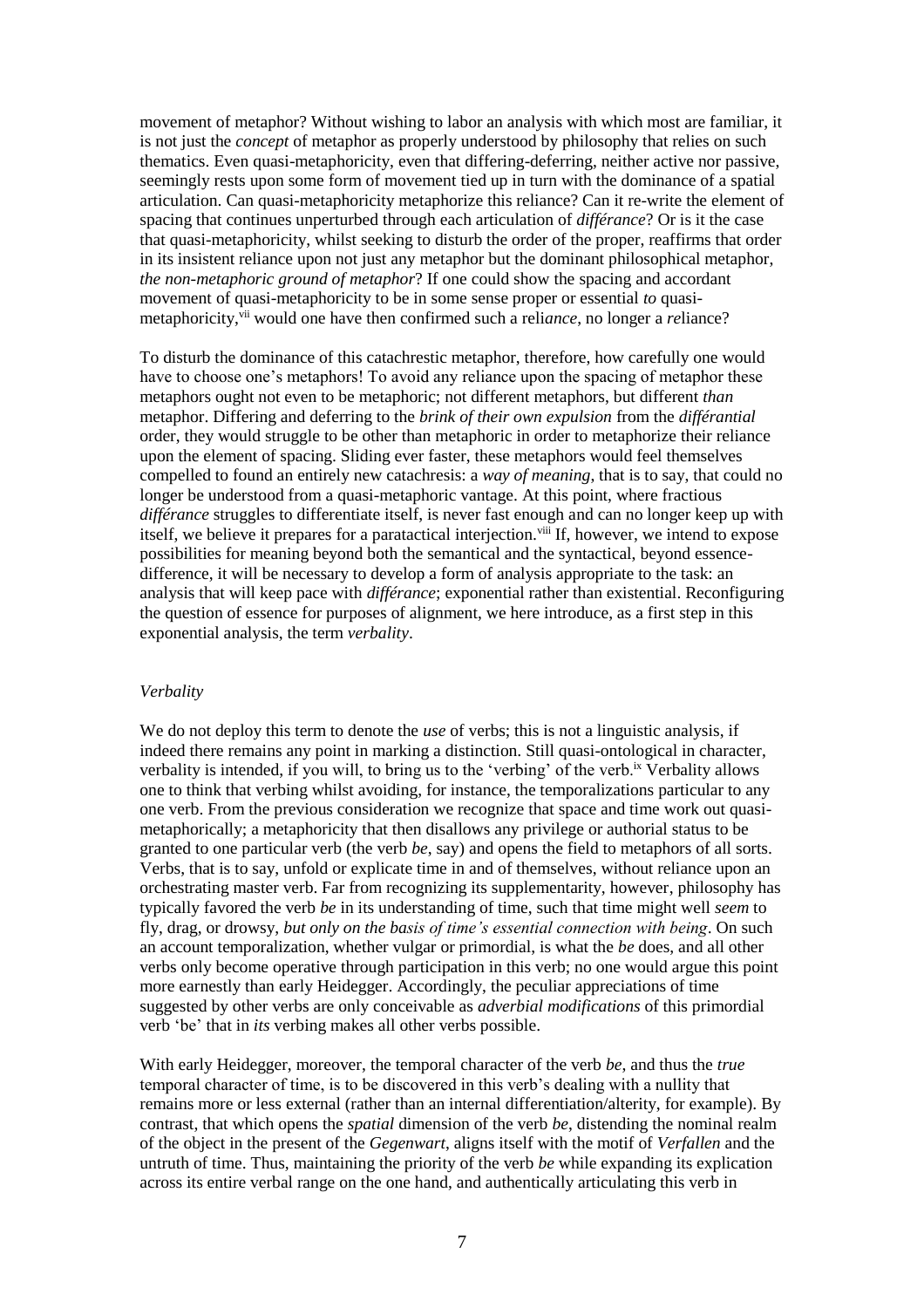movement of metaphor? Without wishing to labor an analysis with which most are familiar, it is not just the *concept* of metaphor as properly understood by philosophy that relies on such thematics. Even quasi-metaphoricity, even that differing-deferring, neither active nor passive, seemingly rests upon some form of movement tied up in turn with the dominance of a spatial articulation. Can quasi-metaphoricity metaphorize this reliance? Can it re-write the element of spacing that continues unperturbed through each articulation of *différance*? Or is it the case that quasi-metaphoricity, whilst seeking to disturb the order of the proper, reaffirms that order in its insistent reliance upon not just any metaphor but the dominant philosophical metaphor, *the non-metaphoric ground of metaphor*? If one could show the spacing and accordant movement of quasi-metaphoricity to be in some sense proper or essential *to* quasi-metaphoricity,[vii] would one have then confirmed such a reli*ance*, no longer a *re*liance?

To disturb the dominance of this catachrestic metaphor, therefore, how carefully one would have to choose one's metaphors! To avoid any reliance upon the spacing of metaphor these metaphors ought not even to be metaphoric; not different metaphors, but different *than* metaphor. Differing and deferring to the *brink of their own expulsion* from the *différantial* order, they would struggle to be other than metaphoric in order to metaphorize their reliance upon the element of spacing. Sliding ever faster, these metaphors would feel themselves compelled to found an entirely new catachresis: a *way of meaning*, that is to say, that could no longer be understood from a quasi-metaphoric vantage. At this point, where fractious *différance* struggles to differentiate itself, is never fast enough and can no longer keep up with itself, we believe it prepares for a paratactical interjection.[viii] If, however, we intend to expose possibilities for meaning beyond both the semantical and the syntactical, beyond essence-difference, it will be necessary to develop a form of analysis appropriate to the task: an analysis that will keep pace with *différance*; exponential rather than existential. Reconfiguring the question of essence for purposes of alignment, we here introduce, as a first step in this exponential analysis, the term *verbality*.

### *Verbality*

We do not deploy this term to denote the *use* of verbs; this is not a linguistic analysis, if indeed there remains any point in marking a distinction. Still quasi-ontological in character, verbality is intended, if you will, to bring us to the 'verbing' of the verb.[ix] Verbality allows one to think that verbing whilst avoiding, for instance, the temporalizations particular to any one verb. From the previous consideration we recognize that space and time work out quasi-metaphorically; a metaphoricity that then disallows any privilege or authorial status to be granted to one particular verb (the verb *be*, say) and opens the field to metaphors of all sorts. Verbs, that is to say, unfold or explicate time in and of themselves, without reliance upon an orchestrating master verb. Far from recognizing its supplementarity, however, philosophy has typically favored the verb *be* in its understanding of time, such that time might well *seem* to fly, drag, or drowsy, *but only on the basis of time's essential connection with being*. On such an account temporalization, whether vulgar or primordial, is what the *be* does, and all other verbs only become operative through participation in this verb; no one would argue this point more earnestly than early Heidegger. Accordingly, the peculiar appreciations of time suggested by other verbs are only conceivable as *adverbial modifications* of this primordial verb 'be' that in *its* verbing makes all other verbs possible.

With early Heidegger, moreover, the temporal character of the verb *be*, and thus the *true* temporal character of time, is to be discovered in this verb's dealing with a nullity that remains more or less external (rather than an internal differentiation/alterity, for example). By contrast, that which opens the *spatial* dimension of the verb *be*, distending the nominal realm of the object in the present of the *Gegenwart*, aligns itself with the motif of *Verfallen* and the untruth of time. Thus, maintaining the priority of the verb *be* while expanding its explication across its entire verbal range on the one hand, and authentically articulating this verb in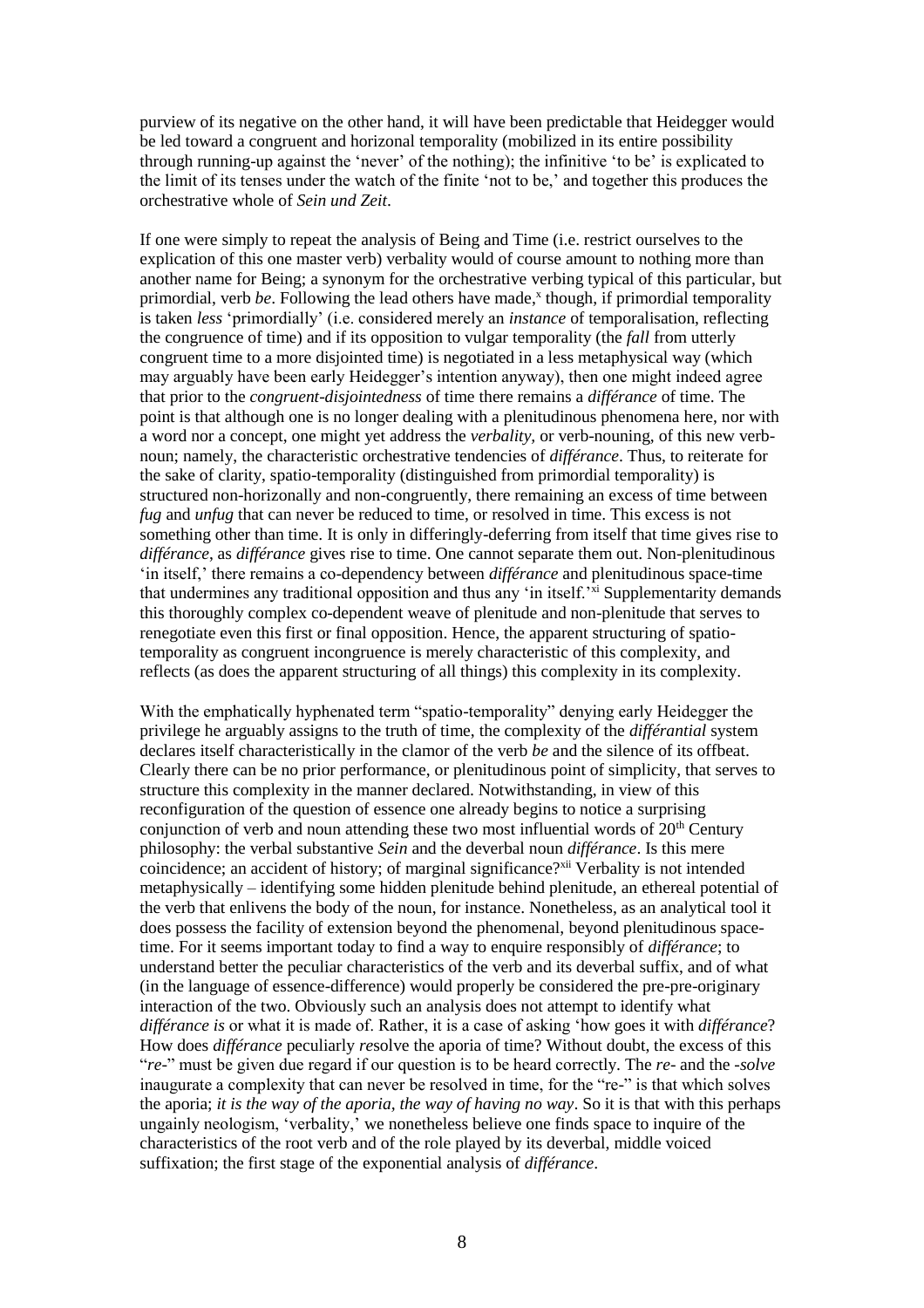purview of its negative on the other hand, it will have been predictable that Heidegger would be led toward a congruent and horizonal temporality (mobilized in its entire possibility through running-up against the 'never' of the nothing); the infinitive 'to be' is explicated to the limit of its tenses under the watch of the finite 'not to be,' and together this produces the orchestrative whole of *Sein und Zeit*.

If one were simply to repeat the analysis of Being and Time (i.e. restrict ourselves to the explication of this one master verb) verbality would of course amount to nothing more than another name for Being; a synonym for the orchestrative verbing typical of this particular, but primordial, verb *be*. Following the lead others have made,[x] though, if primordial temporality is taken *less* 'primordially' (i.e. considered merely an *instance* of temporalisation, reflecting the congruence of time) and if its opposition to vulgar temporality (the *fall* from utterly congruent time to a more disjointed time) is negotiated in a less metaphysical way (which may arguably have been early Heidegger's intention anyway), then one might indeed agree that prior to the *congruent-disjointedness* of time there remains a *différance* of time. The point is that although one is no longer dealing with a plenitudinous phenomena here, nor with a word nor a concept, one might yet address the *verbality*, or verb-nouning, of this new verb-noun; namely, the characteristic orchestrative tendencies of *différance*. Thus, to reiterate for the sake of clarity, spatio-temporality (distinguished from primordial temporality) is structured non-horizonally and non-congruently, there remaining an excess of time between *fug* and *unfug* that can never be reduced to time, or resolved in time. This excess is not something other than time. It is only in differingly-deferring from itself that time gives rise to *différance*, as *différance* gives rise to time. One cannot separate them out. Non-plenitudinous 'in itself,' there remains a co-dependency between *différance* and plenitudinous space-time that undermines any traditional opposition and thus any 'in itself.'[xi] Supplementarity demands this thoroughly complex co-dependent weave of plenitude and non-plenitude that serves to renegotiate even this first or final opposition. Hence, the apparent structuring of spatio-temporality as congruent incongruence is merely characteristic of this complexity, and reflects (as does the apparent structuring of all things) this complexity in its complexity.

With the emphatically hyphenated term "spatio-temporality" denying early Heidegger the privilege he arguably assigns to the truth of time, the complexity of the *différantial* system declares itself characteristically in the clamor of the verb *be* and the silence of its offbeat. Clearly there can be no prior performance, or plenitudinous point of simplicity, that serves to structure this complexity in the manner declared. Notwithstanding, in view of this reconfiguration of the question of essence one already begins to notice a surprising conjunction of verb and noun attending these two most influential words of 20th Century philosophy: the verbal substantive *Sein* and the deverbal noun *différance*. Is this mere coincidence; an accident of history; of marginal significance?[xii] Verbality is not intended metaphysically – identifying some hidden plenitude behind plenitude, an ethereal potential of the verb that enlivens the body of the noun, for instance. Nonetheless, as an analytical tool it does possess the facility of extension beyond the phenomenal, beyond plenitudinous space-time. For it seems important today to find a way to enquire responsibly of *différance*; to understand better the peculiar characteristics of the verb and its deverbal suffix, and of what (in the language of essence-difference) would properly be considered the pre-pre-originary interaction of the two. Obviously such an analysis does not attempt to identify what *différance is* or what it is made of. Rather, it is a case of asking 'how goes it with *différance*? How does *différance* peculiarly *re*solve the aporia of time? Without doubt, the excess of this "*re-*" must be given due regard if our question is to be heard correctly. The *re-* and the *-solve* inaugurate a complexity that can never be resolved in time, for the "re-" is that which solves the aporia; *it is the way of the aporia, the way of having no way*. So it is that with this perhaps ungainly neologism, 'verbality,' we nonetheless believe one finds space to inquire of the characteristics of the root verb and of the role played by its deverbal, middle voiced suffixation; the first stage of the exponential analysis of *différance*.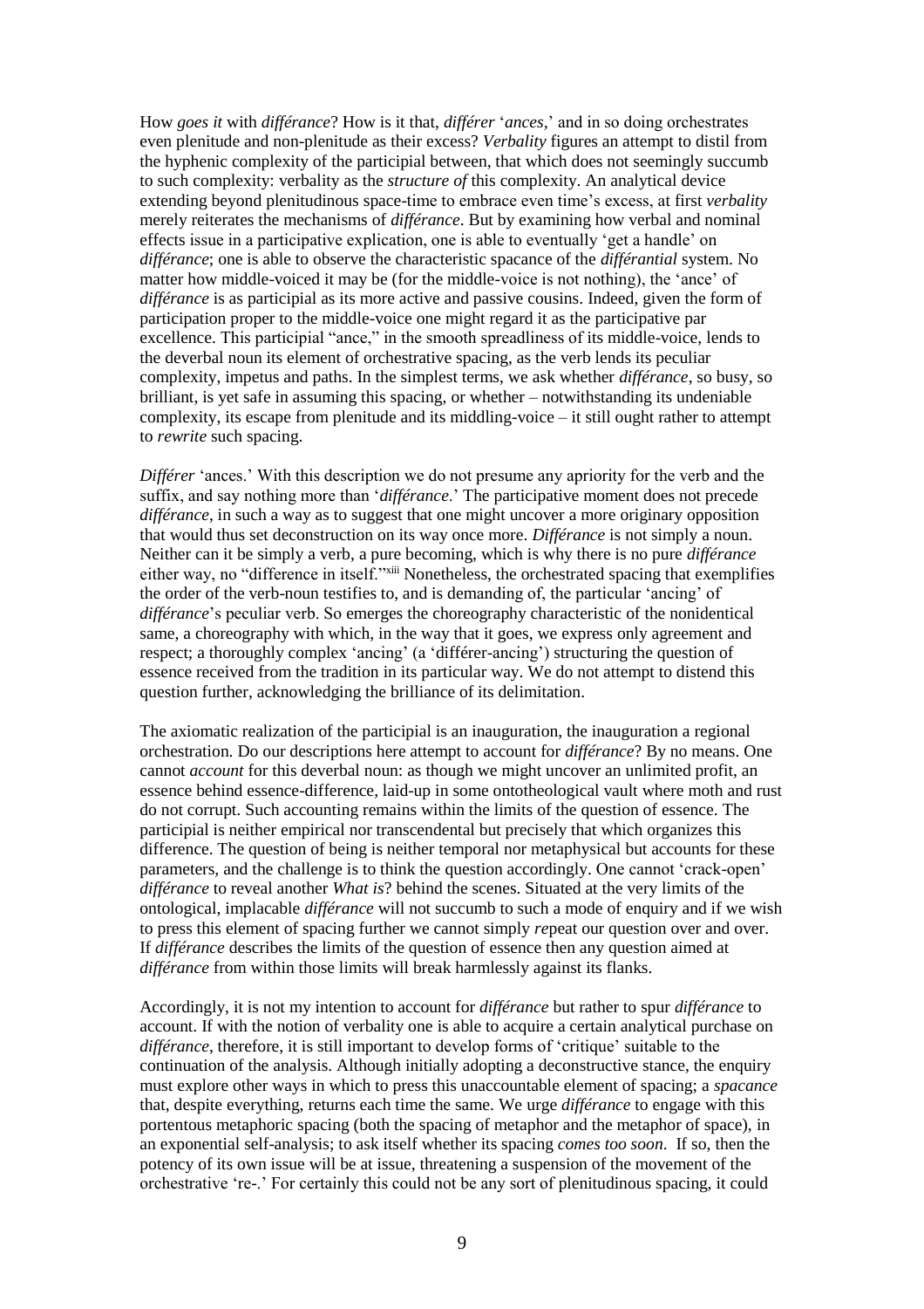How *goes it* with *différance*? How is it that, *différer* '*ances*,' and in so doing orchestrates even plenitude and non-plenitude as their excess? *Verbality* figures an attempt to distil from the hyphenic complexity of the participial between, that which does not seemingly succumb to such complexity: verbality as the *structure of* this complexity. An analytical device extending beyond plenitudinous space-time to embrace even time's excess, at first *verbality* merely reiterates the mechanisms of *différance*. But by examining how verbal and nominal effects issue in a participative explication, one is able to eventually 'get a handle' on *différance*; one is able to observe the characteristic spacance of the *différantial* system. No matter how middle-voiced it may be (for the middle-voice is not nothing), the 'ance' of *différance* is as participial as its more active and passive cousins. Indeed, given the form of participation proper to the middle-voice one might regard it as the participative par excellence. This participial "ance," in the smooth spreadliness of its middle-voice, lends to the deverbal noun its element of orchestrative spacing, as the verb lends its peculiar complexity, impetus and paths. In the simplest terms, we ask whether *différance*, so busy, so brilliant, is yet safe in assuming this spacing, or whether – notwithstanding its undeniable complexity, its escape from plenitude and its middling-voice – it still ought rather to attempt to *rewrite* such spacing.

*Différer* 'ances.' With this description we do not presume any apriority for the verb and the suffix, and say nothing more than '*différance*.' The participative moment does not precede *différance*, in such a way as to suggest that one might uncover a more originary opposition that would thus set deconstruction on its way once more. *Différance* is not simply a noun. Neither can it be simply a verb, a pure becoming, which is why there is no pure *différance* either way, no "difference in itself."[xiii] Nonetheless, the orchestrated spacing that exemplifies the order of the verb-noun testifies to, and is demanding of, the particular 'ancing' of *différance*'s peculiar verb. So emerges the choreography characteristic of the nonidentical same, a choreography with which, in the way that it goes, we express only agreement and respect; a thoroughly complex 'ancing' (a 'différer-ancing') structuring the question of essence received from the tradition in its particular way. We do not attempt to distend this question further, acknowledging the brilliance of its delimitation.

The axiomatic realization of the participial is an inauguration, the inauguration a regional orchestration. Do our descriptions here attempt to account for *différance*? By no means. One cannot *account* for this deverbal noun: as though we might uncover an unlimited profit, an essence behind essence-difference, laid-up in some ontotheological vault where moth and rust do not corrupt. Such accounting remains within the limits of the question of essence. The participial is neither empirical nor transcendental but precisely that which organizes this difference. The question of being is neither temporal nor metaphysical but accounts for these parameters, and the challenge is to think the question accordingly. One cannot 'crack-open' *différance* to reveal another *What is*? behind the scenes. Situated at the very limits of the ontological, implacable *différance* will not succumb to such a mode of enquiry and if we wish to press this element of spacing further we cannot simply *re*peat our question over and over. If *différance* describes the limits of the question of essence then any question aimed at *différance* from within those limits will break harmlessly against its flanks.

Accordingly, it is not my intention to account for *différance* but rather to spur *différance* to account. If with the notion of verbality one is able to acquire a certain analytical purchase on *différance*, therefore, it is still important to develop forms of 'critique' suitable to the continuation of the analysis. Although initially adopting a deconstructive stance, the enquiry must explore other ways in which to press this unaccountable element of spacing; a *spacance* that, despite everything, returns each time the same. We urge *différance* to engage with this portentous metaphoric spacing (both the spacing of metaphor and the metaphor of space), in an exponential self-analysis; to ask itself whether its spacing *comes too soon*. If so, then the potency of its own issue will be at issue, threatening a suspension of the movement of the orchestrative 're-.' For certainly this could not be any sort of plenitudinous spacing, it could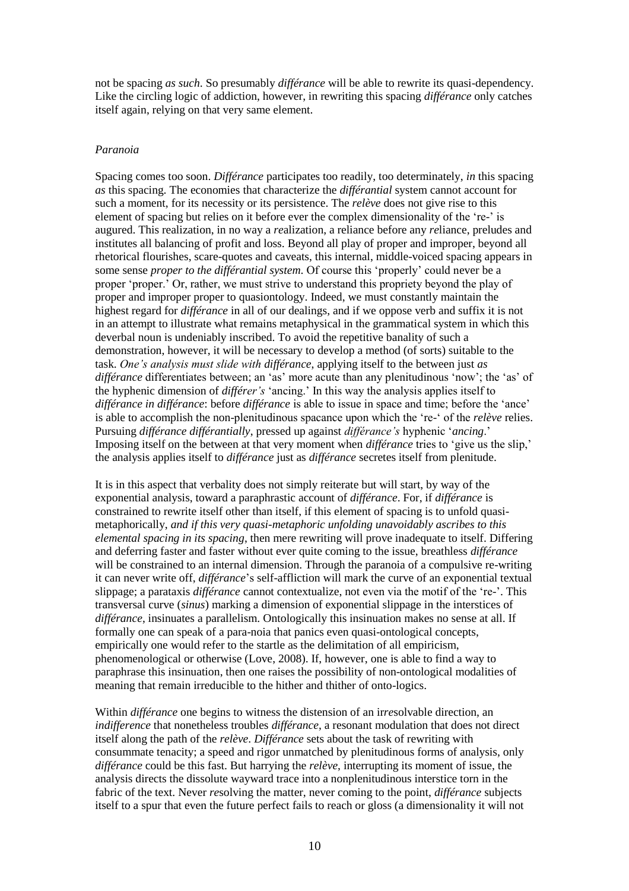not be spacing *as such*. So presumably *différance* will be able to rewrite its quasi-dependency. Like the circling logic of addiction, however, in rewriting this spacing *différance* only catches itself again, relying on that very same element.

*Paranoia*

Spacing comes too soon. *Différance* participates too readily, too determinately, *in* this spacing *as* this spacing. The economies that characterize the *différantial* system cannot account for such a moment, for its necessity or its persistence. The *relève* does not give rise to this element of spacing but relies on it before ever the complex dimensionality of the 're-' is augured. This realization, in no way a *re*alization, a reliance before any *re*liance, preludes and institutes all balancing of profit and loss. Beyond all play of proper and improper, beyond all rhetorical flourishes, scare-quotes and caveats, this internal, middle-voiced spacing appears in some sense *proper to the différantial system*. Of course this 'properly' could never be a proper 'proper.' Or, rather, we must strive to understand this propriety beyond the play of proper and improper proper to quasiontology. Indeed, we must constantly maintain the highest regard for *différance* in all of our dealings, and if we oppose verb and suffix it is not in an attempt to illustrate what remains metaphysical in the grammatical system in which this deverbal noun is undeniably inscribed. To avoid the repetitive banality of such a demonstration, however, it will be necessary to develop a method (of sorts) suitable to the task. *One's analysis must slide with différance*, applying itself to the between just *as différance* differentiates between; an 'as' more acute than any plenitudinous 'now'; the 'as' of the hyphenic dimension of *différer's* 'ancing.' In this way the analysis applies itself to *différance in différance*: before *différance* is able to issue in space and time; before the 'ance' is able to accomplish the non-plenitudinous spacance upon which the 're-' of the *relève* relies. Pursuing *différance différantially*, pressed up against *différance's* hyphenic '*ancing*.' Imposing itself on the between at that very moment when *différance* tries to 'give us the slip,' the analysis applies itself to *différance* just as *différance* secretes itself from plenitude.

It is in this aspect that verbality does not simply reiterate but will start, by way of the exponential analysis, toward a paraphrastic account of *différance*. For, if *différance* is constrained to rewrite itself other than itself, if this element of spacing is to unfold quasi-metaphorically, *and if this very quasi-metaphoric unfolding unavoidably ascribes to this elemental spacing in its spacing*, then mere rewriting will prove inadequate to itself. Differing and deferring faster and faster without ever quite coming to the issue, breathless *différance* will be constrained to an internal dimension. Through the paranoia of a compulsive re-writing it can never write off, *différance*'s self-affliction will mark the curve of an exponential textual slippage; a parataxis *différance* cannot contextualize, not even via the motif of the 're-'. This transversal curve (*sinus*) marking a dimension of exponential slippage in the interstices of *différance*, insinuates a parallelism. Ontologically this insinuation makes no sense at all. If formally one can speak of a para-noia that panics even quasi-ontological concepts, empirically one would refer to the startle as the delimitation of all empiricism, phenomenological or otherwise (Love, 2008). If, however, one is able to find a way to paraphrase this insinuation, then one raises the possibility of non-ontological modalities of meaning that remain irreducible to the hither and thither of onto-logics.

Within *différance* one begins to witness the distension of an ir*res*olvable direction, an *indifference* that nonetheless troubles *différance*, a resonant modulation that does not direct itself along the path of the *relève*. *Différance* sets about the task of rewriting with consummate tenacity; a speed and rigor unmatched by plenitudinous forms of analysis, only *différance* could be this fast. But harrying the *relève*, interrupting its moment of issue, the analysis directs the dissolute wayward trace into a nonplenitudinous interstice torn in the fabric of the text. Never *re*solving the matter, never coming to the point, *différance* subjects itself to a spur that even the future perfect fails to reach or gloss (a dimensionality it will not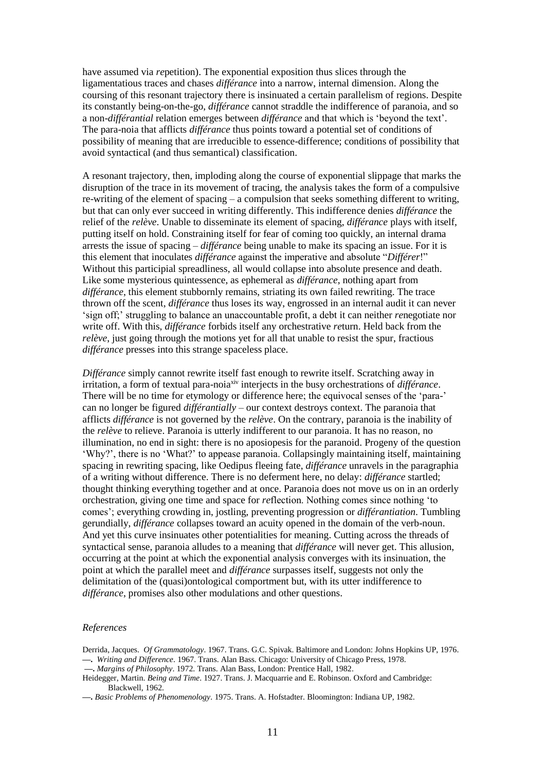have assumed via *re*petition). The exponential exposition thus slices through the ligamentatious traces and chases *différance* into a narrow, internal dimension. Along the coursing of this resonant trajectory there is insinuated a certain parallelism of regions. Despite its constantly being-on-the-go, *différance* cannot straddle the indifference of paranoia, and so a non-*différantial* relation emerges between *différance* and that which is 'beyond the text'. The para-noia that afflicts *différance* thus points toward a potential set of conditions of possibility of meaning that are irreducible to essence-difference; conditions of possibility that avoid syntactical (and thus semantical) classification.

A resonant trajectory, then, imploding along the course of exponential slippage that marks the disruption of the trace in its movement of tracing, the analysis takes the form of a compulsive re-writing of the element of spacing – a compulsion that seeks something different to writing, but that can only ever succeed in writing differently. This indifference denies *différance* the relief of the *relève*. Unable to disseminate its element of spacing, *différance* plays with itself, putting itself on hold. Constraining itself for fear of coming too quickly, an internal drama arrests the issue of spacing – *différance* being unable to make its spacing an issue. For it is this element that inoculates *différance* against the imperative and absolute "*Différer*!" Without this participial spreadliness, all would collapse into absolute presence and death. Like some mysterious quintessence, as ephemeral as *différance*, nothing apart from *différance*, this element stubbornly remains, striating its own failed rewriting. The trace thrown off the scent, *différance* thus loses its way, engrossed in an internal audit it can never 'sign off;' struggling to balance an unaccountable profit, a debt it can neither *re*negotiate nor write off. With this, *différance* forbids itself any orchestrative *re*turn. Held back from the *relève*, just going through the motions yet for all that unable to resist the spur, fractious *différance* presses into this strange spaceless place.

*Différance* simply cannot rewrite itself fast enough to rewrite itself. Scratching away in irritation, a form of textual para-noia[xiv] interjects in the busy orchestrations of *différance*. There will be no time for etymology or difference here; the equivocal senses of the 'para-' can no longer be figured *différantially* – our context destroys context. The paranoia that afflicts *différance* is not governed by the *relève*. On the contrary, paranoia is the inability of the *relève* to relieve. Paranoia is utterly indifferent to our paranoia. It has no reason, no illumination, no end in sight: there is no aposiopesis for the paranoid. Progeny of the question 'Why?', there is no 'What?' to appease paranoia. Collapsingly maintaining itself, maintaining spacing in rewriting spacing, like Oedipus fleeing fate, *différance* unravels in the paragraphia of a writing without difference. There is no deferment here, no delay: *différance* startled; thought thinking everything together and at once. Paranoia does not move us on in an orderly orchestration, giving one time and space for *re*flection. Nothing comes since nothing 'to comes'; everything crowding in, jostling, preventing progression or *différantiation*. Tumbling gerundially, *différance* collapses toward an acuity opened in the domain of the verb-noun. And yet this curve insinuates other potentialities for meaning. Cutting across the threads of syntactical sense, paranoia alludes to a meaning that *différance* will never get. This allusion, occurring at the point at which the exponential analysis converges with its insinuation, the point at which the parallel meet and *différance* surpasses itself, suggests not only the delimitation of the (quasi)ontological comportment but, with its utter indifference to *différance*, promises also other modulations and other questions.

*References*

Derrida, Jacques. *Of Grammatology*. 1967. Trans. G.C. Spivak. Baltimore and London: Johns Hopkins UP, 1976.

—. *Writing and Difference*. 1967. Trans. Alan Bass. Chicago: University of Chicago Press, 1978.

—. *Margins of Philosophy*. 1972. Trans. Alan Bass, London: Prentice Hall, 1982.

Heidegger, Martin. *Being and Time*. 1927. Trans. J. Macquarrie and E. Robinson. Oxford and Cambridge: Blackwell, 1962.

—. *Basic Problems of Phenomenology*. 1975. Trans. A. Hofstadter. Bloomington: Indiana UP, 1982.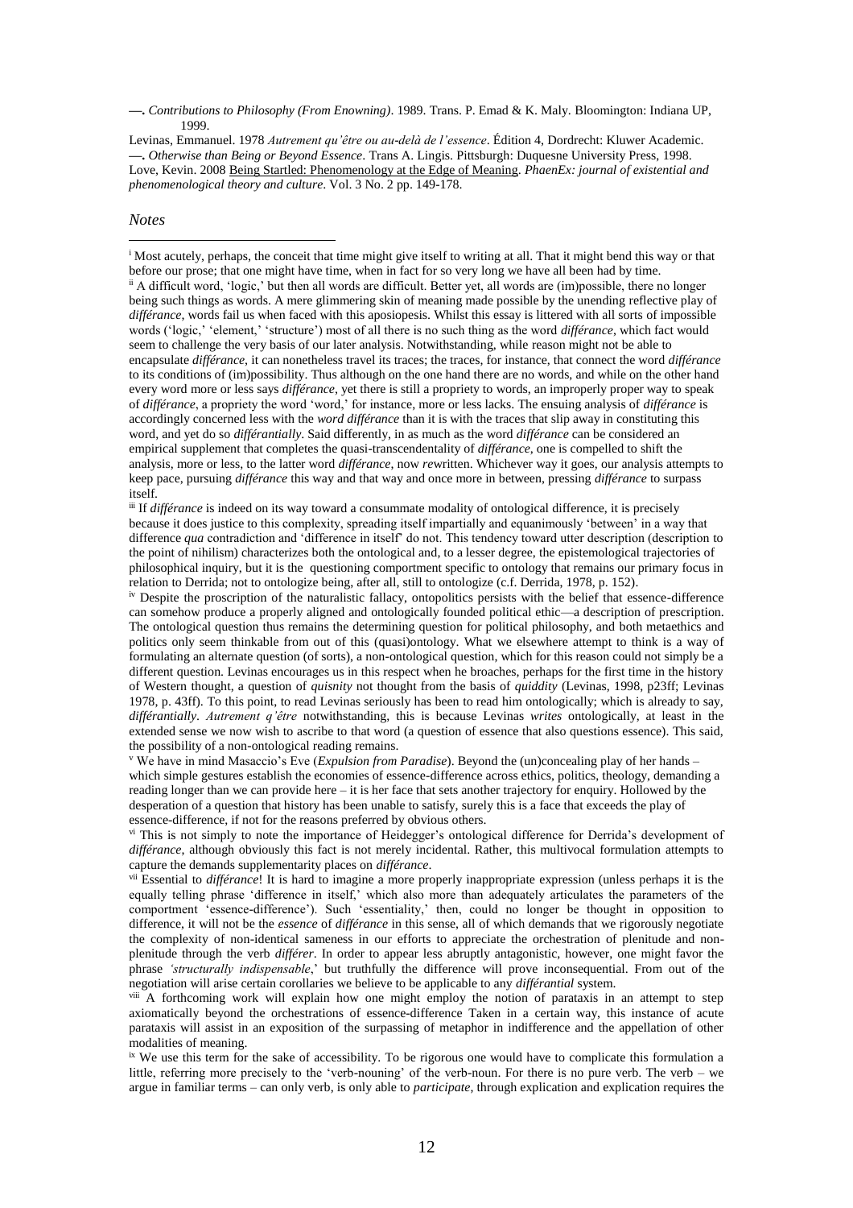—. *Contributions to Philosophy (From Enowning)*. 1989. Trans. P. Emad & K. Maly. Bloomington: Indiana UP, 1999.

Levinas, Emmanuel. 1978 *Autrement qu'être ou au-delà de l'essence*. Édition 4, Dordrecht: Kluwer Academic.

—. *Otherwise than Being or Beyond Essence*. Trans A. Lingis. Pittsburgh: Duquesne University Press, 1998.

Love, Kevin. 2008 Being Startled: Phenomenology at the Edge of Meaning. *PhaenEx: journal of existential and phenomenological theory and culture*. Vol. 3 No. 2 pp. 149-178.

*Notes*

[i] Most acutely, perhaps, the conceit that time might give itself to writing at all. That it might bend this way or that before our prose; that one might have time, when in fact for so very long we have all been had by time.

[ii] A difficult word, 'logic,' but then all words are difficult. Better yet, all words are (im)possible, there no longer being such things as words. A mere glimmering skin of meaning made possible by the unending reflective play of *différance*, words fail us when faced with this apostopesis. Whilst this essay is littered with all sorts of impossible words ('logic,' 'element,' 'structure') most of all there is no such thing as the word *différance*, which fact would seem to challenge the very basis of our later analysis. Notwithstanding, while reason might not be able to encapsulate *différance*, it can nonetheless travel its traces; the traces, for instance, that connect the word *différance* to its conditions of (im)possibility. Thus although on the one hand there are no words, and while on the other hand every word more or less says *différance*, yet there is still a propriety to words, an improperly proper way to speak of *différance*, a propriety the word 'word,' for instance, more or less lacks. The ensuing analysis of *différance* is accordingly concerned less with the *word différance* than it is with the traces that slip away in constituting this word, and yet do so *différantially*. Said differently, in as much as the word *différance* can be considered an empirical supplement that completes the quasi-transcendentality of *différance*, one is compelled to shift the analysis, more or less, to the latter word *différance*, now *re*written. Whichever way it goes, our analysis attempts to keep pace, pursuing *différance* this way and that way and once more in between, pressing *différance* to surpass itself.

[iii] If *différance* is indeed on its way toward a consummate modality of ontological difference, it is precisely because it does justice to this complexity, spreading itself impartially and equanimously 'between' in a way that difference *qua* contradiction and 'difference in itself' do not. This tendency toward utter description (description to the point of nihilism) characterizes both the ontological and, to a lesser degree, the epistemological trajectories of philosophical inquiry, but it is the questioning comportment specific to ontology that remains our primary focus in relation to Derrida; not to ontologize being, after all, still to ontologize (c.f. Derrida, 1978, p. 152).

[iv] Despite the proscription of the naturalistic fallacy, ontopolitics persists with the belief that essence-difference can somehow produce a properly aligned and ontologically founded political ethic—a description of prescription. The ontological question thus remains the determining question for political philosophy, and both metaethics and politics only seem thinkable from out of this (quasi)ontology. What we elsewhere attempt to think is a way of formulating an alternate question (of sorts), a non-ontological question, which for this reason could not simply be a different question. Levinas encourages us in this respect when he broaches, perhaps for the first time in the history of Western thought, a question of *quisnity* not thought from the basis of *quiddity* (Levinas, 1998, p23ff; Levinas 1978, p. 43ff). To this point, to read Levinas seriously has been to read him ontologically; which is already to say, *différantially*. *Autrement q'être* notwithstanding, this is because Levinas *writes* ontologically, at least in the extended sense we now wish to ascribe to that word (a question of essence that also questions essence). This said, the possibility of a non-ontological reading remains.

[v] We have in mind Masaccio's Eve (*Expulsion from Paradise*). Beyond the (un)concealing play of her hands – which simple gestures establish the economies of essence-difference across ethics, politics, theology, demanding a reading longer than we can provide here – it is her face that sets another trajectory for enquiry. Hollowed by the desperation of a question that history has been unable to satisfy, surely this is a face that exceeds the play of essence-difference, if not for the reasons preferred by obvious others.

[vi] This is not simply to note the importance of Heidegger's ontological difference for Derrida's development of *différance*, although obviously this fact is not merely incidental. Rather, this multivocal formulation attempts to capture the demands supplementarity places on *différance*.

[vii] Essential to *différance*! It is hard to imagine a more properly inappropriate expression (unless perhaps it is the equally telling phrase 'difference in itself,' which also more than adequately articulates the parameters of the comportment 'essence-difference'). Such 'essentiality,' then, could no longer be thought in opposition to difference, it will not be the *essence* of *différance* in this sense, all of which demands that we rigorously negotiate the complexity of non-identical sameness in our efforts to appreciate the orchestration of plenitude and non-plenitude through the verb *différer*. In order to appear less abruptly antagonistic, however, one might favor the phrase *'structurally indispensable*,' but truthfully the difference will prove inconsequential. From out of the negotiation will arise certain corollaries we believe to be applicable to any *différantial* system.

[viii] A forthcoming work will explain how one might employ the notion of parataxis in an attempt to step axiomatically beyond the orchestrations of essence-difference Taken in a certain way, this instance of acute parataxis will assist in an exposition of the surpassing of metaphor in indifference and the appellation of other modalities of meaning.

[ix] We use this term for the sake of accessibility. To be rigorous one would have to complicate this formulation a little, referring more precisely to the 'verb-nouning' of the verb-noun. For there is no pure verb. The verb – we argue in familiar terms – can only verb, is only able to *participate*, through explication and explication requires the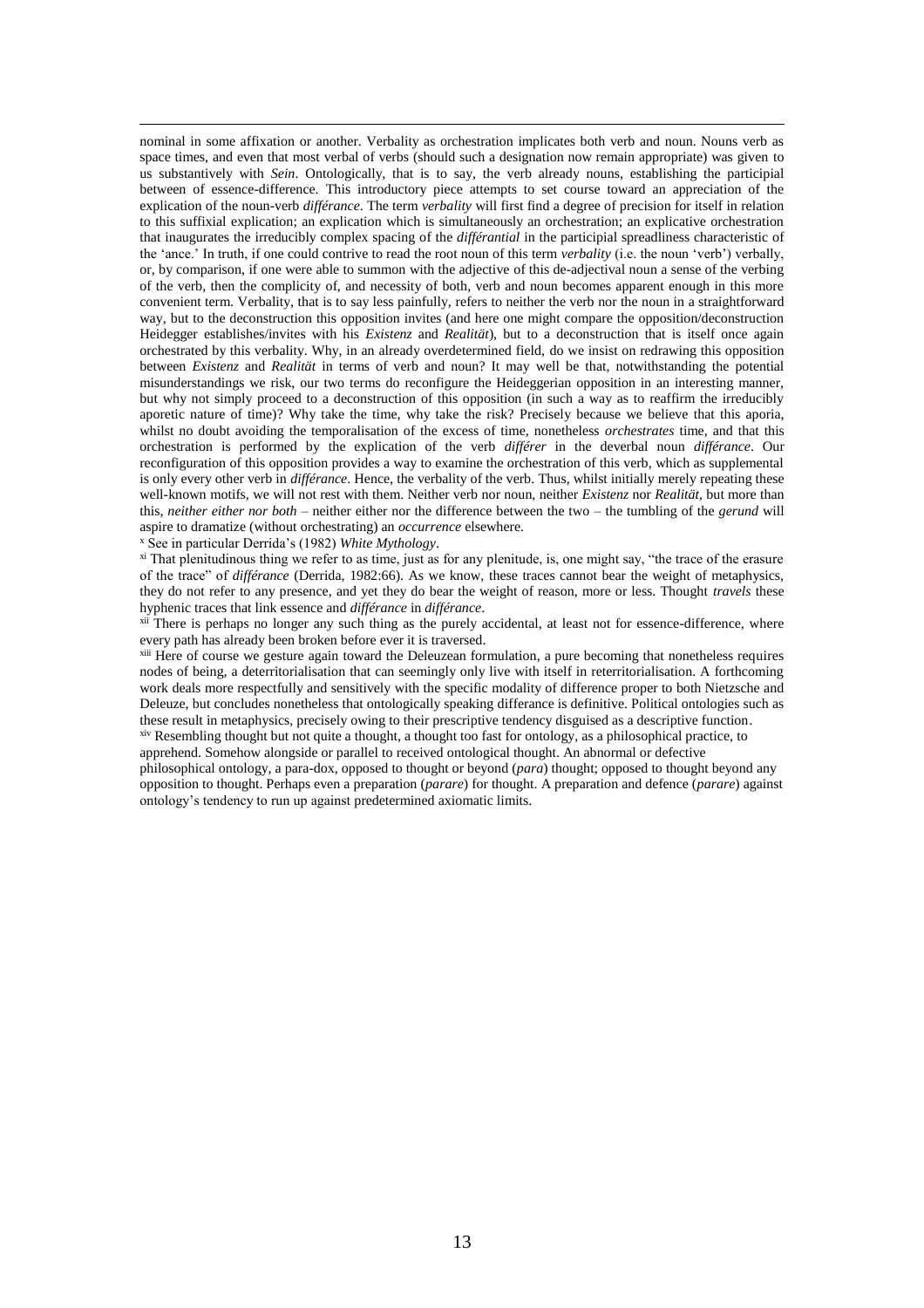nominal in some affixation or another. Verbality as orchestration implicates both verb and noun. Nouns verb as space times, and even that most verbal of verbs (should such a designation now remain appropriate) was given to us substantively with *Sein*. Ontologically, that is to say, the verb already nouns, establishing the participial between of essence-difference. This introductory piece attempts to set course toward an appreciation of the explication of the noun-verb *différance*. The term *verbality* will first find a degree of precision for itself in relation to this suffixial explication; an explication which is simultaneously an orchestration; an explicative orchestration that inaugurates the irreducibly complex spacing of the *différantial* in the participial spreadliness characteristic of the 'ance.' In truth, if one could contrive to read the root noun of this term *verbality* (i.e. the noun 'verb') verbally, or, by comparison, if one were able to summon with the adjective of this de-adjectival noun a sense of the verbing of the verb, then the complicity of, and necessity of both, verb and noun becomes apparent enough in this more convenient term. Verbality, that is to say less painfully, refers to neither the verb nor the noun in a straightforward way, but to the deconstruction this opposition invites (and here one might compare the opposition/deconstruction Heidegger establishes/invites with his *Existenz* and *Realität*), but to a deconstruction that is itself once again orchestrated by this verbality. Why, in an already overdetermined field, do we insist on redrawing this opposition between *Existenz* and *Realität* in terms of verb and noun? It may well be that, notwithstanding the potential misunderstandings we risk, our two terms do reconfigure the Heideggerian opposition in an interesting manner, but why not simply proceed to a deconstruction of this opposition (in such a way as to reaffirm the irreducibly aporetic nature of time)? Why take the time, why take the risk? Precisely because we believe that this aporia, whilst no doubt avoiding the temporalisation of the excess of time, nonetheless *orchestrates* time, and that this orchestration is performed by the explication of the verb *différer* in the deverbal noun *différance*. Our reconfiguration of this opposition provides a way to examine the orchestration of this verb, which as supplemental is only every other verb in *différance*. Hence, the verbality of the verb. Thus, whilst initially merely repeating these well-known motifs, we will not rest with them. Neither verb nor noun, neither *Existenz* nor *Realität*, but more than this, *neither either nor both* – neither either nor the difference between the two – the tumbling of the *gerund* will aspire to dramatize (without orchestrating) an *occurrence* elsewhere.

[x] See in particular Derrida's (1982) *White Mythology*.

[xi] That plenitudinous thing we refer to as time, just as for any plenitude, is, one might say, "the trace of the erasure of the trace" of *différance* (Derrida, 1982:66). As we know, these traces cannot bear the weight of metaphysics, they do not refer to any presence, and yet they do bear the weight of reason, more or less. Thought *travels* these hyphenic traces that link essence and *différance* in *différance*.

[xii] There is perhaps no longer any such thing as the purely accidental, at least not for essence-difference, where every path has already been broken before ever it is traversed.

[xiii] Here of course we gesture again toward the Deleuzean formulation, a pure becoming that nonetheless requires nodes of being, a deterritorialisation that can seemingly only live with itself in reterritorialisation. A forthcoming work deals more respectfully and sensitively with the specific modality of difference proper to both Nietzsche and Deleuze, but concludes nonetheless that ontologically speaking differance is definitive. Political ontologies such as these result in metaphysics, precisely owing to their prescriptive tendency disguised as a descriptive function.

[xiv] Resembling thought but not quite a thought, a thought too fast for ontology, as a philosophical practice, to apprehend. Somehow alongside or parallel to received ontological thought. An abnormal or defective philosophical ontology, a para-dox, opposed to thought or beyond (*para*) thought; opposed to thought beyond any opposition to thought. Perhaps even a preparation (*parare*) for thought. A preparation and defence (*parare*) against ontology's tendency to run up against predetermined axiomatic limits.